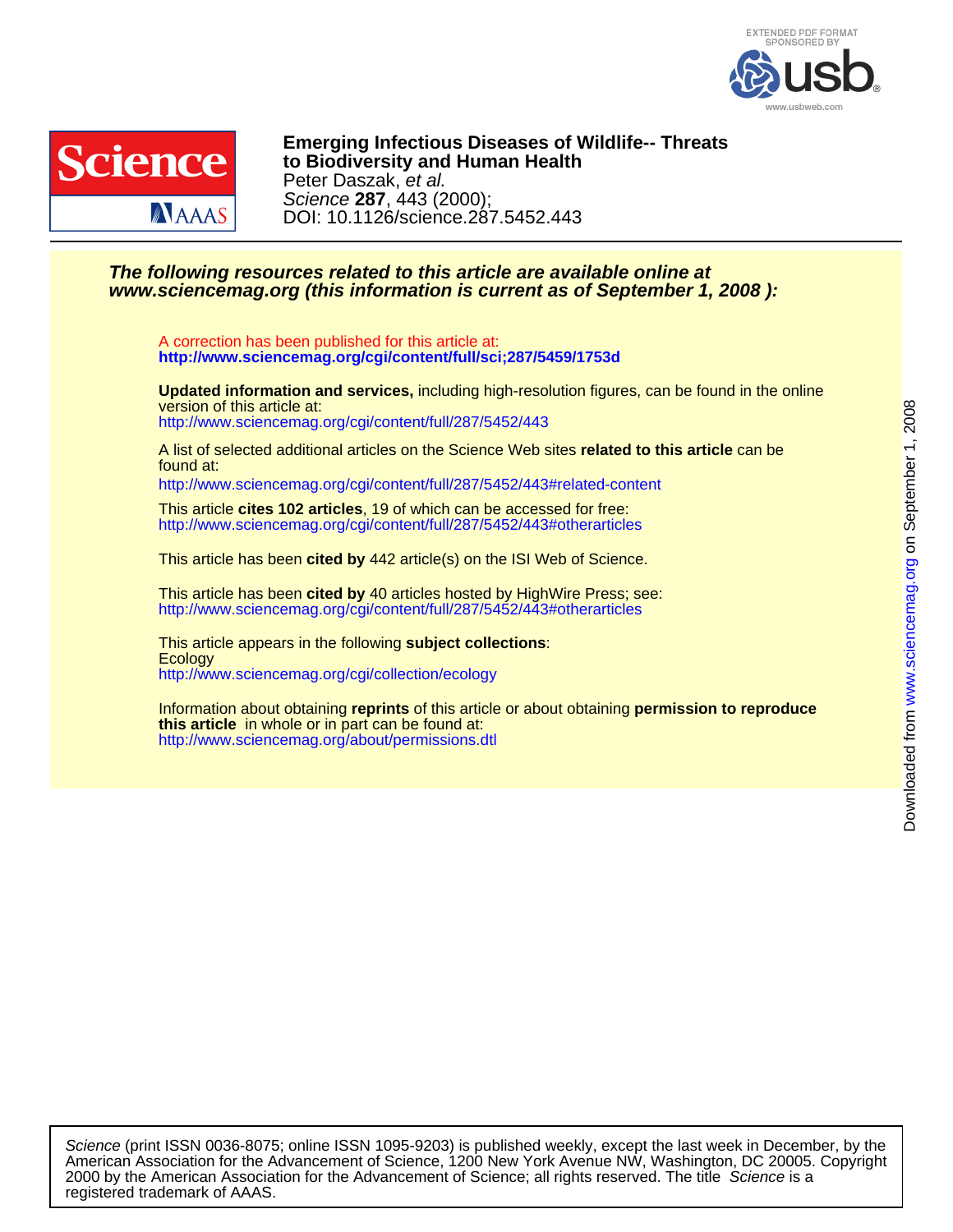EXTENDED PDF FORMAT SPONSORED BY usb www.usbweb.com

# Emerging Infectious Diseases of Wildlife-- Threats to Biodiversity and Human Health

Peter Daszak, *et al.*

*Science* **287**, 443 (2000);

DOI: 10.1126/science.287.5452.443

***The following resources related to this article are available online at www.sciencemag.org (this information is current as of September 1, 2008 ):***

A correction has been published for this article at:
**http://www.sciencemag.org/cgi/content/full/sci;287/5459/1753d**

**Updated information and services,** including high-resolution figures, can be found in the online version of this article at:
http://www.sciencemag.org/cgi/content/full/287/5452/443

A list of selected additional articles on the Science Web sites **related to this article** can be found at:
http://www.sciencemag.org/cgi/content/full/287/5452/443#related-content

This article **cites 102 articles**, 19 of which can be accessed for free:
http://www.sciencemag.org/cgi/content/full/287/5452/443#otherarticles

This article has been **cited by** 442 article(s) on the ISI Web of Science.

This article has been **cited by** 40 articles hosted by HighWire Press; see:
http://www.sciencemag.org/cgi/content/full/287/5452/443#otherarticles

This article appears in the following **subject collections**:
Ecology
http://www.sciencemag.org/cgi/collection/ecology

Information about obtaining **reprints** of this article or about obtaining **permission to reproduce this article** in whole or in part can be found at:
http://www.sciencemag.org/about/permissions.dtl

Downloaded from www.sciencemag.org on September 1, 2008

*Science* (print ISSN 0036-8075; online ISSN 1095-9203) is published weekly, except the last week in December, by the American Association for the Advancement of Science, 1200 New York Avenue NW, Washington, DC 20005. Copyright 2000 by the American Association for the Advancement of Science; all rights reserved. The title *Science* is a registered trademark of AAAS.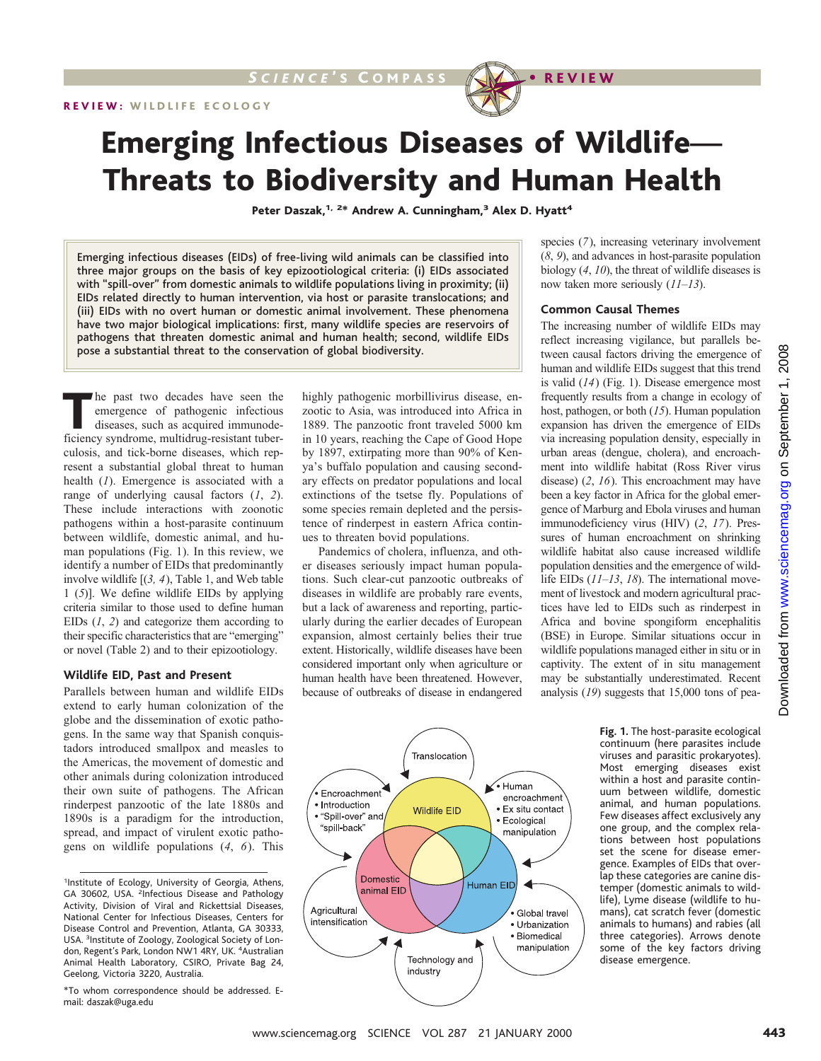SCIENCE'S COMPASS • REVIEW

**REVIEW: WILDLIFE ECOLOGY**

# Emerging Infectious Diseases of Wildlife— Threats to Biodiversity and Human Health

Peter Daszak,[1, 2*] Andrew A. Cunningham,[3] Alex D. Hyatt[4]

> Emerging infectious diseases (EIDs) of free-living wild animals can be classified into three major groups on the basis of key epizootiological criteria: (i) EIDs associated with "spill-over" from domestic animals to wildlife populations living in proximity; (ii) EIDs related directly to human intervention, via host or parasite translocations; and (iii) EIDs with no overt human or domestic animal involvement. These phenomena have two major biological implications: first, many wildlife species are reservoirs of pathogens that threaten domestic animal and human health; second, wildlife EIDs pose a substantial threat to the conservation of global biodiversity.

The past two decades have seen the emergence of pathogenic infectious diseases, such as acquired immunodeficiency syndrome, multidrug-resistant tuberculosis, and tick-borne diseases, which represent a substantial global threat to human health (*1*). Emergence is associated with a range of underlying causal factors (*1*, *2*). These include interactions with zoonotic pathogens within a host-parasite continuum between wildlife, domestic animal, and human populations (Fig. 1). In this review, we identify a number of EIDs that predominantly involve wildlife [(*3, 4*), Table 1, and Web table 1 (*5*)]. We define wildlife EIDs by applying criteria similar to those used to define human EIDs (*1*, *2*) and categorize them according to their specific characteristics that are "emerging" or novel (Table 2) and to their epizootiology.

### Wildlife EID, Past and Present

Parallels between human and wildlife EIDs extend to early human colonization of the globe and the dissemination of exotic pathogens. In the same way that Spanish conquistadors introduced smallpox and measles to the Americas, the movement of domestic and other animals during colonization introduced their own suite of pathogens. The African rinderpest panzootic of the late 1880s and 1890s is a paradigm for the introduction, spread, and impact of virulent exotic pathogens on wildlife populations (*4*, *6*). This highly pathogenic morbillivirus disease, enzootic to Asia, was introduced into Africa in 1889. The panzootic front traveled 5000 km in 10 years, reaching the Cape of Good Hope by 1897, extirpating more than 90% of Kenya's buffalo population and causing secondary effects on predator populations and local extinctions of the tsetse fly. Populations of some species remain depleted and the persistence of rinderpest in eastern Africa continues to threaten bovid populations.

Pandemics of cholera, influenza, and other diseases seriously impact human populations. Such clear-cut panzootic outbreaks of diseases in wildlife are probably rare events, but a lack of awareness and reporting, particularly during the earlier decades of European expansion, almost certainly belies their true extent. Historically, wildlife diseases have been considered important only when agriculture or human health have been threatened. However, because of outbreaks of disease in endangered species (*7*), increasing veterinary involvement (*8*, *9*), and advances in host-parasite population biology (*4*, *10*), the threat of wildlife diseases is now taken more seriously (*11–13*).

### Common Causal Themes

The increasing number of wildlife EIDs may reflect increasing vigilance, but parallels between causal factors driving the emergence of human and wildlife EIDs suggest that this trend is valid (*14*) (Fig. 1). Disease emergence most frequently results from a change in ecology of host, pathogen, or both (*15*). Human population expansion has driven the emergence of EIDs via increasing population density, especially in urban areas (dengue, cholera), and encroachment into wildlife habitat (Ross River virus disease) (*2*, *16*). This encroachment may have been a key factor in Africa for the global emergence of Marburg and Ebola viruses and human immunodeficiency virus (HIV) (*2*, *17*). Pressures of human encroachment on shrinking wildlife habitat also cause increased wildlife population densities and the emergence of wildlife EIDs (*11–13*, *18*). The international movement of livestock and modern agricultural practices have led to EIDs such as rinderpest in Africa and bovine spongiform encephalitis (BSE) in Europe. Similar situations occur in wildlife populations managed either in situ or in captivity. The extent of in situ management may be substantially underestimated. Recent analysis (*19*) suggests that 15,000 tons of pea-

**Fig. 1.** The host-parasite ecological continuum (here parasites include viruses and parasitic prokaryotes). Most emerging diseases exist within a host and parasite continuum between wildlife, domestic animal, and human populations. Few diseases affect exclusively any one group, and the complex relations between host populations set the scene for disease emergence. Examples of EIDs that overlap these categories are canine distemper (domestic animals to wildlife), Lyme disease (wildlife to humans), cat scratch fever (domestic animals to humans) and rabies (all three categories). Arrows denote some of the key factors driving disease emergence.

---

[1]Institute of Ecology, University of Georgia, Athens, GA 30602, USA. [2]Infectious Disease and Pathology Activity, Division of Viral and Rickettsial Diseases, National Center for Infectious Diseases, Centers for Disease Control and Prevention, Atlanta, GA 30333, USA. [3]Institute of Zoology, Zoological Society of London, Regent's Park, London NW1 4RY, UK. [4]Australian Animal Health Laboratory, CSIRO, Private Bag 24, Geelong, Victoria 3220, Australia.

*To whom correspondence should be addressed. E-mail: daszak@uga.edu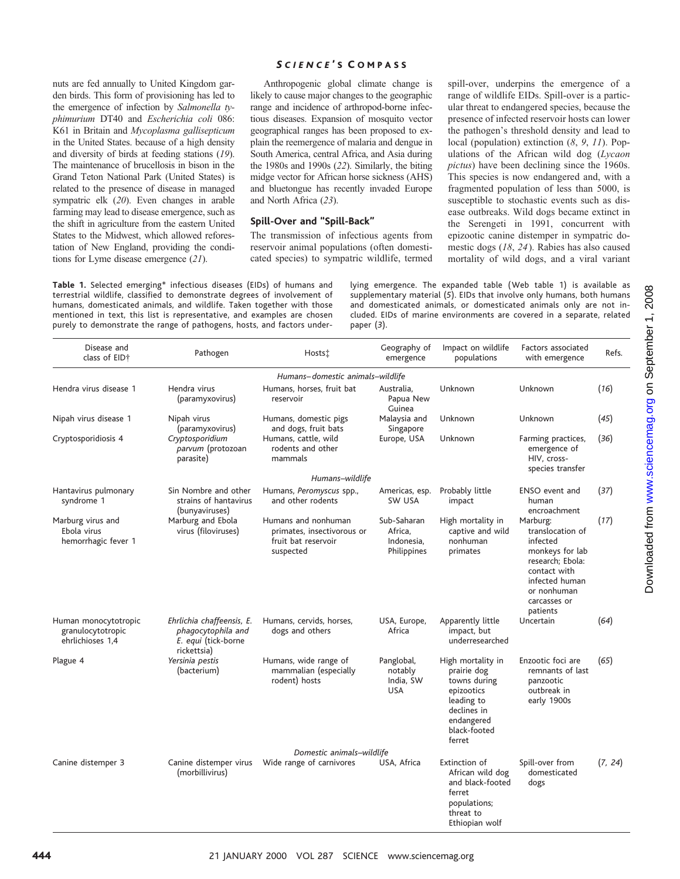nuts are fed annually to United Kingdom garden birds. This form of provisioning has led to the emergence of infection by *Salmonella typhimurium* DT40 and *Escherichia coli* 086: K61 in Britain and *Mycoplasma gallisepticum* in the United States. because of a high density and diversity of birds at feeding stations (*19*). The maintenance of brucellosis in bison in the Grand Teton National Park (United States) is related to the presence of disease in managed sympatric elk (*20*). Even changes in arable farming may lead to disease emergence, such as the shift in agriculture from the eastern United States to the Midwest, which allowed reforestation of New England, providing the conditions for Lyme disease emergence (*21*).

Anthropogenic global climate change is likely to cause major changes to the geographic range and incidence of arthropod-borne infectious diseases. Expansion of mosquito vector geographical ranges has been proposed to explain the reemergence of malaria and dengue in South America, central Africa, and Asia during the 1980s and 1990s (*22*). Similarly, the biting midge vector for African horse sickness (AHS) and bluetongue has recently invaded Europe and North Africa (*23*).

## Spill-Over and "Spill-Back"

The transmission of infectious agents from reservoir animal populations (often domesticated species) to sympatric wildlife, termed spill-over, underpins the emergence of a range of wildlife EIDs. Spill-over is a particular threat to endangered species, because the presence of infected reservoir hosts can lower the pathogen's threshold density and lead to local (population) extinction (*8*, *9*, *11*). Populations of the African wild dog (*Lycaon pictus*) have been declining since the 1960s. This species is now endangered and, with a fragmented population of less than 5000, is susceptible to stochastic events such as disease outbreaks. Wild dogs became extinct in the Serengeti in 1991, concurrent with epizootic canine distemper in sympatric domestic dogs (*18*, *24*). Rabies has also caused mortality of wild dogs, and a viral variant

**Table 1.** Selected emerging* infectious diseases (EIDs) of humans and terrestrial wildlife, classified to demonstrate degrees of involvement of humans, domesticated animals, and wildlife. Taken together with those mentioned in text, this list is representative, and examples are chosen purely to demonstrate the range of pathogens, hosts, and factors underlying emergence. The expanded table (Web table 1) is available as supplementary material (*5*). EIDs that involve only humans, both humans and domesticated animals, or domesticated animals only are not included. EIDs of marine environments are covered in a separate, related paper (*3*).

| Disease and class of EID† | Pathogen | Hosts‡ | Geography of emergence | Impact on wildlife populations | Factors associated with emergence | Refs. |
|---|---|---|---|---|---|---|
| | | *Humans–domestic animals–wildlife* | | | | |
| Hendra virus disease 1 | Hendra virus (paramyxovirus) | Humans, horses, fruit bat reservoir | Australia, Papua New Guinea | Unknown | Unknown | (*16*) |
| Nipah virus disease 1 | Nipah virus (paramyxovirus) | Humans, domestic pigs and dogs, fruit bats | Malaysia and Singapore | Unknown | Unknown | (*45*) |
| Cryptosporidiosis 4 | *Cryptosporidium parvum* (protozoan parasite) | Humans, cattle, wild rodents and other mammals | Europe, USA | Unknown | Farming practices, emergence of HIV, cross-species transfer | (*36*) |
| | | *Humans–wildlife* | | | | |
| Hantavirus pulmonary syndrome 1 | Sin Nombre and other strains of hantavirus (bunyaviruses) | Humans, *Peromyscus* spp., and other rodents | Americas, esp. SW USA | Probably little impact | ENSO event and human encroachment | (*37*) |
| Marburg virus and Ebola virus hemorrhagic fever 1 | Marburg and Ebola virus (filoviruses) | Humans and nonhuman primates, insectivorous or fruit bat reservoir suspected | Sub-Saharan Africa, Indonesia, Philippines | High mortality in captive and wild nonhuman primates | Marburg: translocation of infected monkeys for lab research; Ebola: contact with infected human or nonhuman carcasses or patients | (*17*) |
| Human monocytotropic granulocytotropic ehrlichioses 1,4 | *Ehrlichia chaffeensis*, *E. phagocytophila* and *E. equi* (tick-borne rickettsia) | Humans, cervids, horses, dogs and others | USA, Europe, Africa | Apparently little impact, but underresearched | Uncertain | (*64*) |
| Plague 4 | *Yersinia pestis* (bacterium) | Humans, wide range of mammalian (especially rodent) hosts | Panglobal, notably India, SW USA | High mortality in prairie dog towns during epizootics leading to declines in endangered black-footed ferret | Enzootic foci are remnants of last panzootic outbreak in early 1900s | (*65*) |
| | | *Domestic animals–wildlife* | | | | |
| Canine distemper 3 | Canine distemper virus (morbillivirus) | Wide range of carnivores | USA, Africa | Extinction of African wild dog and black-footed ferret populations; threat to Ethiopian wolf | Spill-over from domesticated dogs | (*7*, *24*) |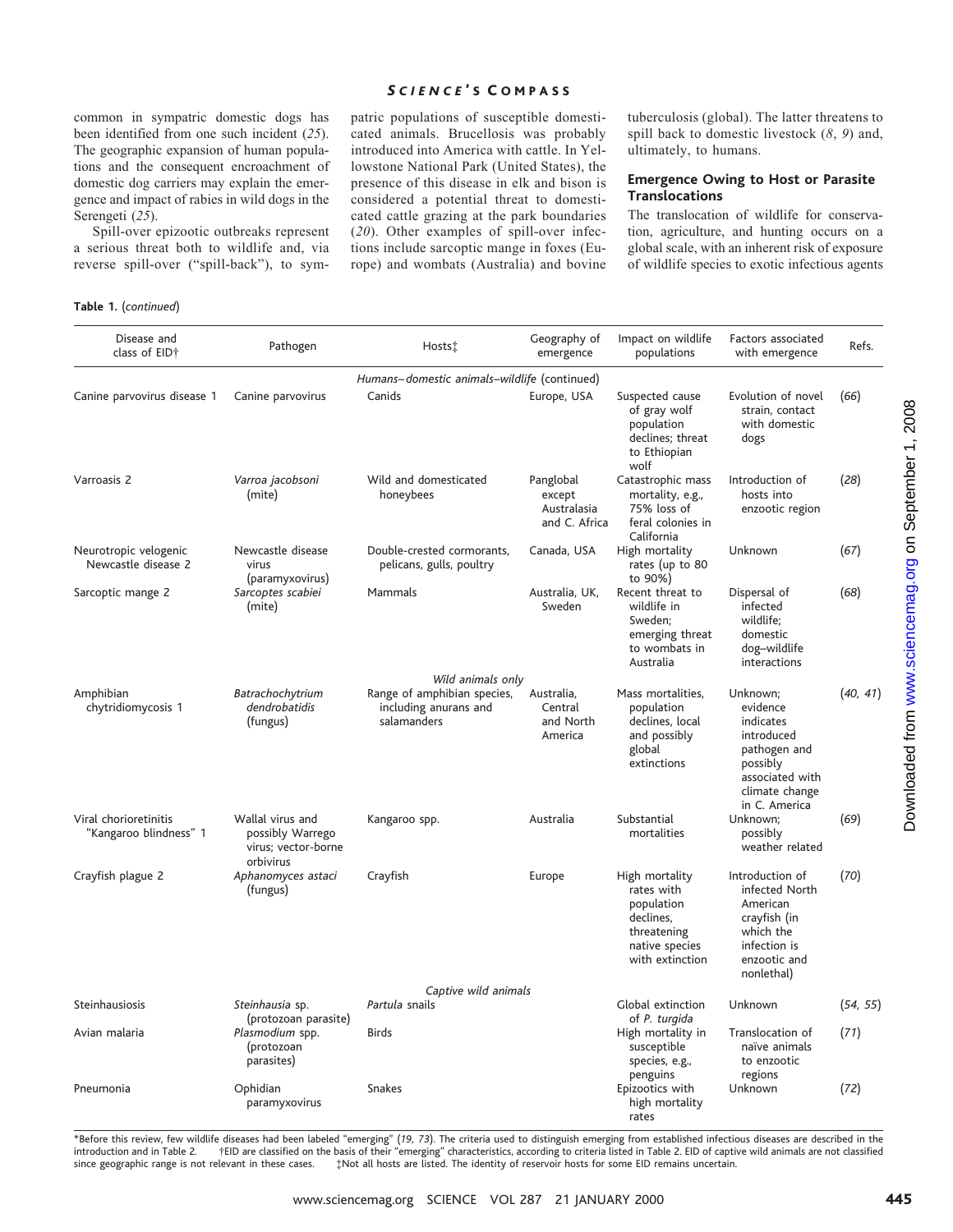common in sympatric domestic dogs has been identified from one such incident (*25*). The geographic expansion of human populations and the consequent encroachment of domestic dog carriers may explain the emergence and impact of rabies in wild dogs in the Serengeti (*25*).

Spill-over epizootic outbreaks represent a serious threat both to wildlife and, via reverse spill-over ("spill-back"), to sympatric populations of susceptible domesticated animals. Brucellosis was probably introduced into America with cattle. In Yellowstone National Park (United States), the presence of this disease in elk and bison is considered a potential threat to domesticated cattle grazing at the park boundaries (*20*). Other examples of spill-over infections include sarcoptic mange in foxes (Europe) and wombats (Australia) and bovine tuberculosis (global). The latter threatens to spill back to domestic livestock (*8*, *9*) and, ultimately, to humans.

### Emergence Owing to Host or Parasite Translocations

The translocation of wildlife for conservation, agriculture, and hunting occurs on a global scale, with an inherent risk of exposure of wildlife species to exotic infectious agents

**Table 1.** (*continued*)

| Disease and class of EID† | Pathogen | Hosts‡ | Geography of emergence | Impact on wildlife populations | Factors associated with emergence | Refs. |
|---|---|---|---|---|---|---|
| | | *Humans–domestic animals–wildlife* (continued) | | | | |
| Canine parvovirus disease 1 | Canine parvovirus | Canids | Europe, USA | Suspected cause of gray wolf population declines; threat to Ethiopian wolf | Evolution of novel strain, contact with domestic dogs | (*66*) |
| Varroasis 2 | *Varroa jacobsoni* (mite) | Wild and domesticated honeybees | Panglobal except Australasia and C. Africa | Catastrophic mass mortality, e.g., 75% loss of feral colonies in California | Introduction of hosts into enzootic region | (*28*) |
| Neurotropic velogenic Newcastle disease 2 | Newcastle disease virus (paramyxovirus) | Double-crested cormorants, pelicans, gulls, poultry | Canada, USA | High mortality rates (up to 80 to 90%) | Unknown | (*67*) |
| Sarcoptic mange 2 | *Sarcoptes scabiei* (mite) | Mammals | Australia, UK, Sweden | Recent threat to wildlife in Sweden; emerging threat to wombats in Australia | Dispersal of infected wildlife; domestic dog–wildlife interactions | (*68*) |
| | | *Wild animals only* | | | | |
| Amphibian chytridiomycosis 1 | *Batrachochytrium dendrobatidis* (fungus) | Range of amphibian species, including anurans and salamanders | Australia, Central and North America | Mass mortalities, population declines, local and possibly global extinctions | Unknown; evidence indicates introduced pathogen and possibly associated with climate change in C. America | (*40*, *41*) |
| Viral chorioretinitis "Kangaroo blindness" 1 | Wallal virus and possibly Warrego virus; vector-borne orbivirus | Kangaroo spp. | Australia | Substantial mortalities | Unknown; possibly weather related | (*69*) |
| Crayfish plague 2 | *Aphanomyces astaci* (fungus) | Crayfish | Europe | High mortality rates with population declines, threatening native species with extinction | Introduction of infected North American crayfish (in which the infection is enzootic and nonlethal) | (*70*) |
| | | *Captive wild animals* | | | | |
| Steinhausiosis | *Steinhausia* sp. (protozoan parasite) | *Partula* snails | | Global extinction of *P. turgida* | Unknown | (*54*, *55*) |
| Avian malaria | *Plasmodium* spp. (protozoan parasites) | Birds | | High mortality in susceptible species, e.g., penguins | Translocation of naïve animals to enzootic regions | (*71*) |
| Pneumonia | Ophidian paramyxovirus | Snakes | | Epizootics with high mortality rates | Unknown | (*72*) |

*Before this review, few wildlife diseases had been labeled "emerging" (*19*, *73*). The criteria used to distinguish emerging from established infectious diseases are described in the introduction and in Table 2. †EID are classified on the basis of their "emerging" characteristics, according to criteria listed in Table 2. EID of captive wild animals are not classified since geographic range is not relevant in these cases. ‡Not all hosts are listed. The identity of reservoir hosts for some EID remains uncertain.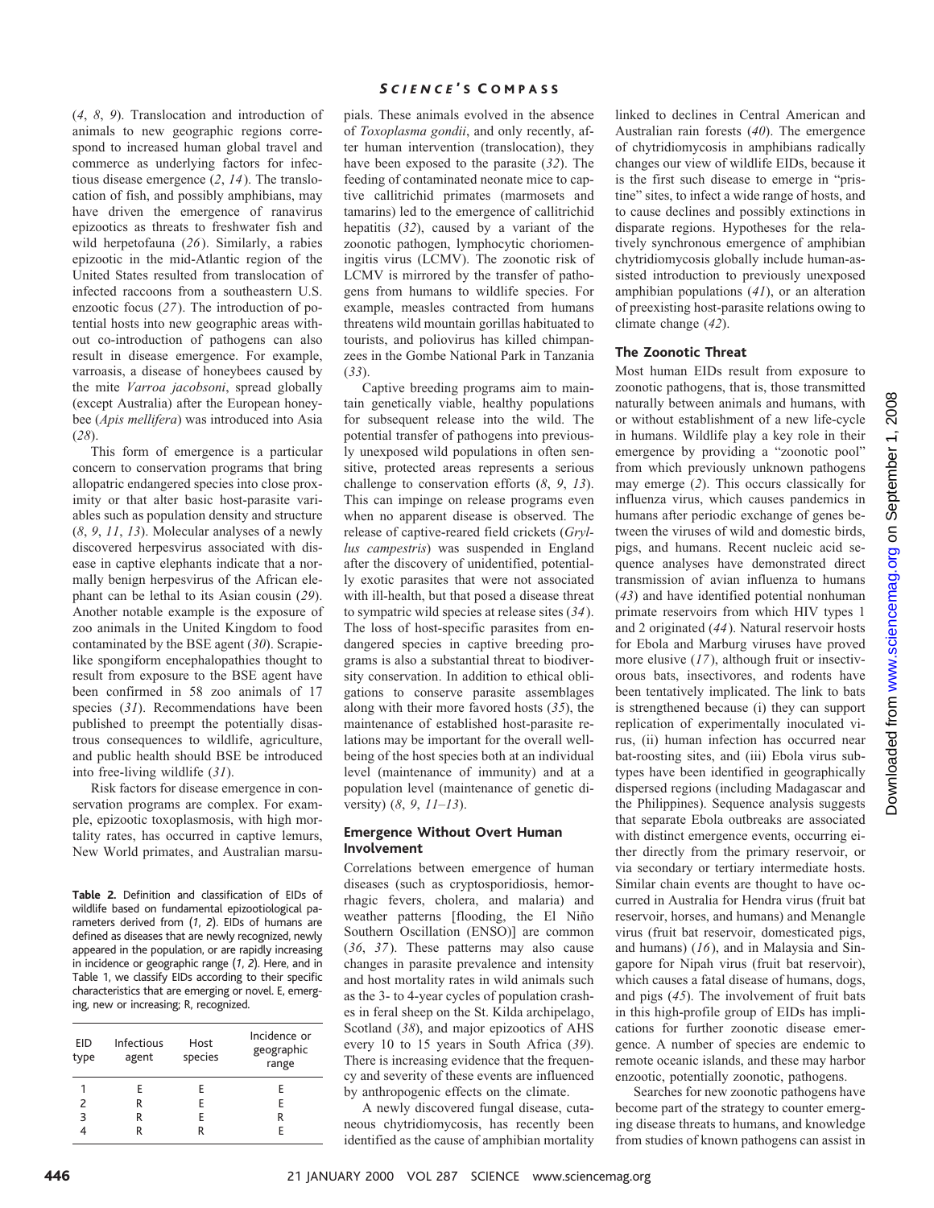(4, 8, 9). Translocation and introduction of animals to new geographic regions correspond to increased human global travel and commerce as underlying factors for infectious disease emergence (2, 14). The translocation of fish, and possibly amphibians, may have driven the emergence of ranavirus epizootics as threats to freshwater fish and wild herpetofauna (26). Similarly, a rabies epizootic in the mid-Atlantic region of the United States resulted from translocation of infected raccoons from a southeastern U.S. enzootic focus (27). The introduction of potential hosts into new geographic areas without co-introduction of pathogens can also result in disease emergence. For example, varroasis, a disease of honeybees caused by the mite *Varroa jacobsoni*, spread globally (except Australia) after the European honeybee (*Apis mellifera*) was introduced into Asia (28).

This form of emergence is a particular concern to conservation programs that bring allopatric endangered species into close proximity or that alter basic host-parasite variables such as population density and structure (8, 9, 11, 13). Molecular analyses of a newly discovered herpesvirus associated with disease in captive elephants indicate that a normally benign herpesvirus of the African elephant can be lethal to its Asian cousin (29). Another notable example is the exposure of zoo animals in the United Kingdom to food contaminated by the BSE agent (30). Scrapie-like spongiform encephalopathies thought to result from exposure to the BSE agent have been confirmed in 58 zoo animals of 17 species (31). Recommendations have been published to preempt the potentially disastrous consequences to wildlife, agriculture, and public health should BSE be introduced into free-living wildlife (31).

Risk factors for disease emergence in conservation programs are complex. For example, epizootic toxoplasmosis, with high mortality rates, has occurred in captive lemurs, New World primates, and Australian marsupials. These animals evolved in the absence of *Toxoplasma gondii*, and only recently, after human intervention (translocation), they have been exposed to the parasite (32). The feeding of contaminated neonate mice to captive callitrichid primates (marmosets and tamarins) led to the emergence of callitrichid hepatitis (32), caused by a variant of the zoonotic pathogen, lymphocytic choriomeningitis virus (LCMV). The zoonotic risk of LCMV is mirrored by the transfer of pathogens from humans to wildlife species. For example, measles contracted from humans threatens wild mountain gorillas habituated to tourists, and poliovirus has killed chimpanzees in the Gombe National Park in Tanzania (33).

Captive breeding programs aim to maintain genetically viable, healthy populations for subsequent release into the wild. The potential transfer of pathogens into previously unexposed wild populations in often sensitive, protected areas represents a serious challenge to conservation efforts (8, 9, 13). This can impinge on release programs even when no apparent disease is observed. The release of captive-reared field crickets (*Gryllus campestris*) was suspended in England after the discovery of unidentified, potentially exotic parasites that were not associated with ill-health, but that posed a disease threat to sympatric wild species at release sites (34). The loss of host-specific parasites from endangered species in captive breeding programs is also a substantial threat to biodiversity conservation. In addition to ethical obligations to conserve parasite assemblages along with their more favored hosts (35), the maintenance of established host-parasite relations may be important for the overall well-being of the host species both at an individual level (maintenance of immunity) and at a population level (maintenance of genetic diversity) (8, 9, 11–13).

**Table 2.** Definition and classification of EIDs of wildlife based on fundamental epizootiological parameters derived from (1, 2). EIDs of humans are defined as diseases that are newly recognized, newly appeared in the population, or are rapidly increasing in incidence or geographic range (1, 2). Here, and in Table 1, we classify EIDs according to their specific characteristics that are emerging or novel. E, emerging, new or increasing; R, recognized.

| EID type | Infectious agent | Host species | Incidence or geographic range |
|---|---|---|---|
| 1 | E | E | E |
| 2 | R | E | E |
| 3 | R | E | R |
| 4 | R | R | E |

## Emergence Without Overt Human Involvement

Correlations between emergence of human diseases (such as cryptosporidiosis, hemorrhagic fevers, cholera, and malaria) and weather patterns [flooding, the El Niño Southern Oscillation (ENSO)] are common (36, 37). These patterns may also cause changes in parasite prevalence and intensity and host mortality rates in wild animals such as the 3- to 4-year cycles of population crashes in feral sheep on the St. Kilda archipelago, Scotland (38), and major epizootics of AHS every 10 to 15 years in South Africa (39). There is increasing evidence that the frequency and severity of these events are influenced by anthropogenic effects on the climate.

A newly discovered fungal disease, cutaneous chytridiomycosis, has recently been identified as the cause of amphibian mortality linked to declines in Central American and Australian rain forests (40). The emergence of chytridiomycosis in amphibians radically changes our view of wildlife EIDs, because it is the first such disease to emerge in "pristine" sites, to infect a wide range of hosts, and to cause declines and possibly extinctions in disparate regions. Hypotheses for the relatively synchronous emergence of amphibian chytridiomycosis globally include human-assisted introduction to previously unexposed amphibian populations (41), or an alteration of preexisting host-parasite relations owing to climate change (42).

## The Zoonotic Threat

Most human EIDs result from exposure to zoonotic pathogens, that is, those transmitted naturally between animals and humans, with or without establishment of a new life-cycle in humans. Wildlife play a key role in their emergence by providing a "zoonotic pool" from which previously unknown pathogens may emerge (2). This occurs classically for influenza virus, which causes pandemics in humans after periodic exchange of genes between the viruses of wild and domestic birds, pigs, and humans. Recent nucleic acid sequence analyses have demonstrated direct transmission of avian influenza to humans (43) and have identified potential nonhuman primate reservoirs from which HIV types 1 and 2 originated (44). Natural reservoir hosts for Ebola and Marburg viruses have proved more elusive (17), although fruit or insectivorous bats, insectivores, and rodents have been tentatively implicated. The link to bats is strengthened because (i) they can support replication of experimentally inoculated virus, (ii) human infection has occurred near bat-roosting sites, and (iii) Ebola virus subtypes have been identified in geographically dispersed regions (including Madagascar and the Philippines). Sequence analysis suggests that separate Ebola outbreaks are associated with distinct emergence events, occurring either directly from the primary reservoir, or via secondary or tertiary intermediate hosts. Similar chain events are thought to have occurred in Australia for Hendra virus (fruit bat reservoir, horses, and humans) and Menangle virus (fruit bat reservoir, domesticated pigs, and humans) (16), and in Malaysia and Singapore for Nipah virus (fruit bat reservoir), which causes a fatal disease of humans, dogs, and pigs (45). The involvement of fruit bats in this high-profile group of EIDs has implications for further zoonotic disease emergence. A number of species are endemic to remote oceanic islands, and these may harbor enzootic, potentially zoonotic, pathogens.

Searches for new zoonotic pathogens have become part of the strategy to counter emerging disease threats to humans, and knowledge from studies of known pathogens can assist in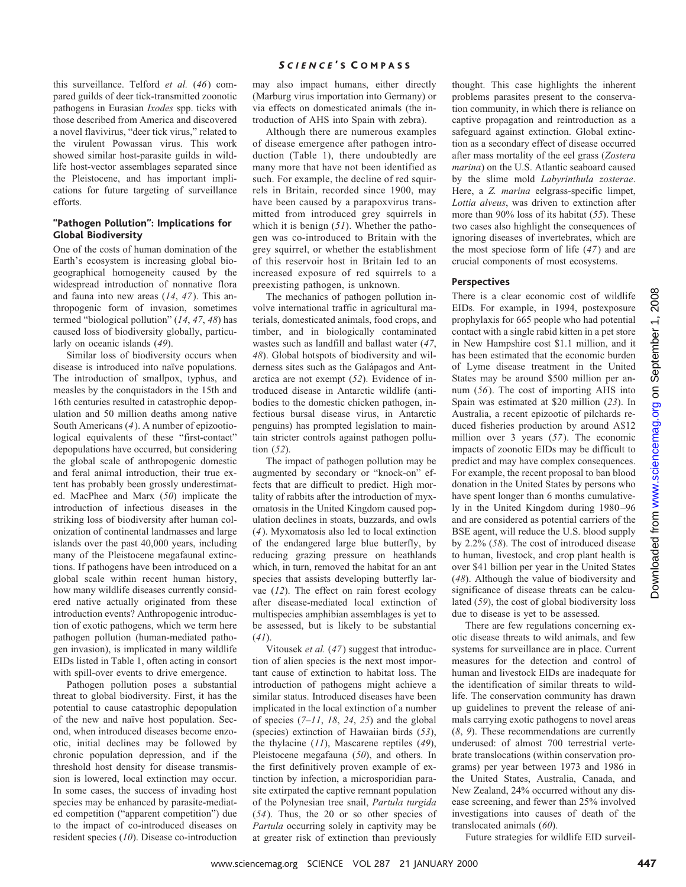this surveillance. Telford *et al.* (*46*) compared guilds of deer tick-transmitted zoonotic pathogens in Eurasian *Ixodes* spp. ticks with those described from America and discovered a novel flavivirus, "deer tick virus," related to the virulent Powassan virus. This work showed similar host-parasite guilds in wildlife host-vector assemblages separated since the Pleistocene, and has important implications for future targeting of surveillance efforts.

## "Pathogen Pollution": Implications for Global Biodiversity

One of the costs of human domination of the Earth's ecosystem is increasing global biogeographical homogeneity caused by the widespread introduction of nonnative flora and fauna into new areas (*14*, *47*). This anthropogenic form of invasion, sometimes termed "biological pollution" (*14*, *47*, *48*) has caused loss of biodiversity globally, particularly on oceanic islands (*49*).

Similar loss of biodiversity occurs when disease is introduced into naïve populations. The introduction of smallpox, typhus, and measles by the conquistadors in the 15th and 16th centuries resulted in catastrophic depopulation and 50 million deaths among native South Americans (*4*). A number of epizootiological equivalents of these "first-contact" depopulations have occurred, but considering the global scale of anthropogenic domestic and feral animal introduction, their true extent has probably been grossly underestimated. MacPhee and Marx (*50*) implicate the introduction of infectious diseases in the striking loss of biodiversity after human colonization of continental landmasses and large islands over the past 40,000 years, including many of the Pleistocene megafaunal extinctions. If pathogens have been introduced on a global scale within recent human history, how many wildlife diseases currently considered native actually originated from these introduction events? Anthropogenic introduction of exotic pathogens, which we term here pathogen pollution (human-mediated pathogen invasion), is implicated in many wildlife EIDs listed in Table 1, often acting in consort with spill-over events to drive emergence.

Pathogen pollution poses a substantial threat to global biodiversity. First, it has the potential to cause catastrophic depopulation of the new and naïve host population. Second, when introduced diseases become enzootic, initial declines may be followed by chronic population depression, and if the threshold host density for disease transmission is lowered, local extinction may occur. In some cases, the success of invading host species may be enhanced by parasite-mediated competition ("apparent competition") due to the impact of co-introduced diseases on resident species (*10*). Disease co-introduction may also impact humans, either directly (Marburg virus importation into Germany) or via effects on domesticated animals (the introduction of AHS into Spain with zebra).

Although there are numerous examples of disease emergence after pathogen introduction (Table 1), there undoubtedly are many more that have not been identified as such. For example, the decline of red squirrels in Britain, recorded since 1900, may have been caused by a parapoxvirus transmitted from introduced grey squirrels in which it is benign (*51*). Whether the pathogen was co-introduced to Britain with the grey squirrel, or whether the establishment of this reservoir host in Britain led to an increased exposure of red squirrels to a preexisting pathogen, is unknown.

The mechanics of pathogen pollution involve international traffic in agricultural materials, domesticated animals, food crops, and timber, and in biologically contaminated wastes such as landfill and ballast water (*47*, *48*). Global hotspots of biodiversity and wilderness sites such as the Galápagos and Antarctica are not exempt (*52*). Evidence of introduced disease in Antarctic wildlife (antibodies to the domestic chicken pathogen, infectious bursal disease virus, in Antarctic penguins) has prompted legislation to maintain stricter controls against pathogen pollution (*52*).

The impact of pathogen pollution may be augmented by secondary or "knock-on" effects that are difficult to predict. High mortality of rabbits after the introduction of myxomatosis in the United Kingdom caused population declines in stoats, buzzards, and owls (*4*). Myxomatosis also led to local extinction of the endangered large blue butterfly, by reducing grazing pressure on heathlands which, in turn, removed the habitat for an ant species that assists developing butterfly larvae (*12*). The effect on rain forest ecology after disease-mediated local extinction of multispecies amphibian assemblages is yet to be assessed, but is likely to be substantial (*41*).

Vitousek *et al.* (*47*) suggest that introduction of alien species is the next most important cause of extinction to habitat loss. The introduction of pathogens might achieve a similar status. Introduced diseases have been implicated in the local extinction of a number of species (*7–11*, *18*, *24*, *25*) and the global (species) extinction of Hawaiian birds (*53*), the thylacine (*11*), Mascarene reptiles (*49*), Pleistocene megafauna (*50*), and others. In the first definitively proven example of extinction by infection, a microsporidian parasite extirpated the captive remnant population of the Polynesian tree snail, *Partula turgida* (*54*). Thus, the 20 or so other species of *Partula* occurring solely in captivity may be at greater risk of extinction than previously thought. This case highlights the inherent problems parasites present to the conservation community, in which there is reliance on captive propagation and reintroduction as a safeguard against extinction. Global extinction as a secondary effect of disease occurred after mass mortality of the eel grass (*Zostera marina*) on the U.S. Atlantic seaboard caused by the slime mold *Labyrinthula zosterae*. Here, a *Z. marina* eelgrass-specific limpet, *Lottia alveus*, was driven to extinction after more than 90% loss of its habitat (*55*). These two cases also highlight the consequences of ignoring diseases of invertebrates, which are the most speciose form of life (*47*) and are crucial components of most ecosystems.

## Perspectives

There is a clear economic cost of wildlife EIDs. For example, in 1994, postexposure prophylaxis for 665 people who had potential contact with a single rabid kitten in a pet store in New Hampshire cost \$1.1 million, and it has been estimated that the economic burden of Lyme disease treatment in the United States may be around \$500 million per annum (*56*). The cost of importing AHS into Spain was estimated at \$20 million (*23*). In Australia, a recent epizootic of pilchards reduced fisheries production by around A\$12 million over 3 years (*57*). The economic impacts of zoonotic EIDs may be difficult to predict and may have complex consequences. For example, the recent proposal to ban blood donation in the United States by persons who have spent longer than 6 months cumulatively in the United Kingdom during 1980–96 and are considered as potential carriers of the BSE agent, will reduce the U.S. blood supply by 2.2% (*58*). The cost of introduced disease to human, livestock, and crop plant health is over \$41 billion per year in the United States (*48*). Although the value of biodiversity and significance of disease threats can be calculated (*59*), the cost of global biodiversity loss due to disease is yet to be assessed.

There are few regulations concerning exotic disease threats to wild animals, and few systems for surveillance are in place. Current measures for the detection and control of human and livestock EIDs are inadequate for the identification of similar threats to wildlife. The conservation community has drawn up guidelines to prevent the release of animals carrying exotic pathogens to novel areas (*8*, *9*). These recommendations are currently underused: of almost 700 terrestrial vertebrate translocations (within conservation programs) per year between 1973 and 1986 in the United States, Australia, Canada, and New Zealand, 24% occurred without any disease screening, and fewer than 25% involved investigations into causes of death of the translocated animals (*60*).

Future strategies for wildlife EID surveil-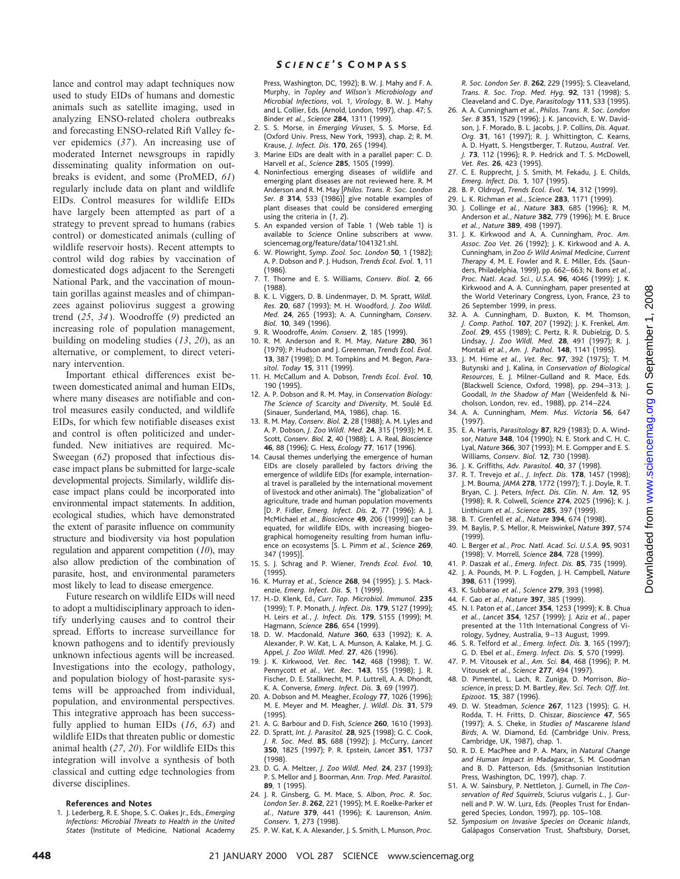lance and control may adapt techniques now used to study EIDs of humans and domestic animals such as satellite imaging, used in analyzing ENSO-related cholera outbreaks and forecasting ENSO-related Rift Valley fever epidemics (*37*). An increasing use of moderated Internet newsgroups in rapidly disseminating quality information on outbreaks is evident, and some (ProMED, *61*) regularly include data on plant and wildlife EIDs. Control measures for wildlife EIDs have largely been attempted as part of a strategy to prevent spread to humans (rabies control) or domesticated animals (culling of wildlife reservoir hosts). Recent attempts to control wild dog rabies by vaccination of domesticated dogs adjacent to the Serengeti National Park, and the vaccination of mountain gorillas against measles and of chimpanzees against poliovirus suggest a growing trend (*25*, *34*). Woodroffe (*9*) predicted an increasing role of population management, building on modeling studies (*13*, *20*), as an alternative, or complement, to direct veterinary intervention.

Important ethical differences exist between domesticated animal and human EIDs, where many diseases are notifiable and control measures easily conducted, and wildlife EIDs, for which few notifiable diseases exist and control is often politicized and underfunded. New initiatives are required. McSweegan (*62*) proposed that infectious disease impact plans be submitted for large-scale development projects. Similarly, wildlife disease impact plans could be incorporated into environmental impact statements. In addition, ecological studies, which have demonstrated the extent of parasite influence on community structure and biodiversity via host population regulation and apparent competition (*10*), may also allow prediction of the combination of parasite, host, and environmental parameters most likely to lead to disease emergence.

Future research on wildlife EIDs will need to adopt a multidisciplinary approach to identify underlying causes and to control their spread. Efforts to increase surveillance for known pathogens and to identify previously unknown infectious agents will be increased. Investigations into the ecology, pathology, and population biology of host-parasite systems will be approached from individual, population, and environmental perspectives. This integrative approach has been successfully applied to human EIDs (*16*, *63*) and wildlife EIDs that threaten public or domestic animal health (*27*, *20*). For wildlife EIDs this integration will involve a synthesis of both classical and cutting edge technologies from diverse disciplines.

**References and Notes**

1. J. Lederberg, R. E. Shope, S. C. Oakes Jr., Eds., *Emerging Infections: Microbial Threats to Health in the United States* (Institute of Medicine, National Academy Press, Washington, DC, 1992); B. W. J. Mahy and F. A. Murphy, in *Topley and Wilson's Microbiology and Microbial Infections*, vol. 1, *Virology*, B. W. J. Mahy and L. Collier, Eds. (Arnold, London, 1997), chap. 47; S. Binder *et al.*, *Science* **284**, 1311 (1999).
2. S. S. Morse, in *Emerging Viruses*, S. S. Morse, Ed. (Oxford Univ. Press, New York, 1993), chap. 2; R. M. Krause, *J. Infect. Dis.* **170**, 265 (1994).
3. Marine EIDs are dealt with in a parallel paper: C. D. Harvell *et al.*, *Science* **285**, 1505 (1999).
4. Noninfectious emerging diseases of wildlife and emerging plant diseases are not reviewed here. R. M Anderson and R. M. May [*Philos. Trans. R. Soc. London Ser. B* **314**, 533 (1986)] give notable examples of plant diseases that could be considered emerging using the criteria in (*1*, *2*).
5. An expanded version of Table 1 (Web table 1) is available to *Science* Online subscribers at www.sciencemag.org/feature/data/1041321.shl.
6. W. Plowright, *Symp. Zool. Soc. London* **50**, 1 (1982); A. P. Dobson and P. J. Hudson, *Trends Ecol. Evol.* **1**, 11 (1986).
7. T. Thorne and E. S. Williams, *Conserv. Biol.* **2**, 66 (1988).
8. K. L. Viggers, D. B. Lindenmayer, D. M. Spratt, *Wildl. Res.* **20**, 687 (1993); M. H. Woodford, *J. Zoo Wildl. Med.* **24**, 265 (1993); A. A. Cunningham, *Conserv. Biol.* **10**, 349 (1996).
9. R. Woodroffe, *Anim. Conserv.* **2**, 185 (1999).
10. R. M. Anderson and R. M. May, *Nature* **280**, 361 (1979); P. Hudson and J. Greenman, *Trends Ecol. Evol.* **13**, 387 (1998); D. M. Tompkins and M. Begon, *Parasitol. Today* **15**, 311 (1999).
11. H. McCallum and A. Dobson, *Trends Ecol. Evol.* **10**, 190 (1995).
12. A. P. Dobson and R. M. May, in *Conservation Biology: The Science of Scarcity and Diversity*, M. Soulé Ed. (Sinauer, Sunderland, MA, 1986), chap. 16.
13. R. M. May, *Conserv. Biol.* **2**, 28 (1988); A. M. Lyles and A. P. Dobson, *J. Zoo Wildl. Med.* **24**, 315 (1993); M. E. Scott, *Conserv. Biol.* **2**, 40 (1988); L. A. Real, *Bioscience* **46**, 88 (1996); G. Hess, *Ecology* **77**, 1617 (1996).
14. Causal themes underlying the emergence of human EIDs are closely paralleled by factors driving the emergence of wildlife EIDs (for example, international travel is paralleled by the international movement of livestock and other animals). The "globalization" of agriculture, trade and human population movements [D. P. Fidler, *Emerg. Infect. Dis.* **2**, 77 (1996); A. J. McMichael *et al.*, *Bioscience* **49**, 206 (1999)] can be equated, for wildlife EIDs, with increasing biogeographical homogeneity resulting from human influence on ecosystems [S. L. Pimm *et al.*, *Science* **269**, 347 (1995)].
15. S. J. Schrag and P. Wiener, *Trends Ecol. Evol.* **10**, (1995).
16. K. Murray *et al.*, *Science* **268**, 94 (1995); J. S. Mackenzie, *Emerg. Infect. Dis.* **5**, 1 (1999).
17. H.-D. Klenk, Ed., *Curr. Top. Microbiol. Immunol.* **235** (1999); T. P. Monath, *J. Infect. Dis.* **179**, S127 (1999); H. Leirs *et al.*, *J. Infect. Dis.* **179**, S155 (1999); M. Hagmann, *Science* **286**, 654 (1999).
18. D. W. Macdonald, *Nature* **360**, 633 (1992); K. A. Alexander, P. W. Kat, L. A. Munson, A. Kalake, M. J. G. Appel, *J. Zoo Wildl. Med.* **27**, 426 (1996).
19. J. K. Kirkwood, *Vet. Rec.* **142**, 468 (1998); T. W. Pennycott *et al.*, *Vet. Rec.* **143**, 155 (1998); J. R. Fischer, D. E. Stallknecht, M. P. Luttrell, A. A. Dhondt, K. A. Converse, *Emerg. Infect. Dis.* **3**, 69 (1997).
20. A. Dobson and M. Meagher, *Ecology* **77**, 1026 (1996); M. E. Meyer and M. Meagher, *J. Wildl. Dis.* **31**, 579 (1995).
21. A. G. Barbour and D. Fish, *Science* **260**, 1610 (1993).
22. D. Spratt, *Int. J. Parasitol.* **28**, 925 (1998); G. C. Cook, *J. R. Soc. Med.* **85**, 688 (1992); J. McCurry, *Lancet* **350**, 1825 (1997); P. R. Epstein, *Lancet* **351**, 1737 (1998).
23. D. G. A. Meltzer, *J. Zoo Wildl. Med.* **24**, 237 (1993); P. S. Mellor and J. Boorman, *Ann. Trop. Med. Parasitol.* **89**, 1 (1995).
24. J. R. Ginsberg, G. M. Mace, S. Albon, *Proc. R. Soc. London Ser. B.* **262**, 221 (1995); M. E. Roelke-Parker *et al.*, *Nature* **379**, 441 (1996); K. Laurenson, *Anim. Conserv.* **1**, 273 (1998).
25. P. W. Kat, K. A. Alexander, J. S. Smith, L. Munson, *Proc. R. Soc. London Ser. B.* **262**, 229 (1995); S. Cleaveland, *Trans. R. Soc. Trop. Med. Hyg.* **92**, 131 (1998); S. Cleaveland and C. Dye, *Parasitology* **111**, S33 (1995).
26. A. A. Cunningham *et al.*, *Philos. Trans. R. Soc. London Ser. B* **351**, 1529 (1996); J. K. Jancovich, E. W. Davidson, J. F. Morado, B. L. Jacobs, J. P. Collins, *Dis. Aquat. Org.* **31**, 161 (1997); R. J. Whittington, C. Kearns, A. D. Hyatt, S. Hengstberger, T. Rutzou, *Austral. Vet. J.* **73**, 112 (1996); R. P. Hedrick and T. S. McDowell, *Vet. Res.* **26**, 423 (1995).
27. C. E. Rupprecht, J. S. Smith, M. Fekadu, J. E. Childs, *Emerg. Infect. Dis.* **1**, 107 (1995).
28. B. P. Oldroyd, *Trends Ecol. Evol.* **14**, 312 (1999).
29. L. K. Richman *et al.*, *Science* **283**, 1171 (1999).
30. J. Collinge *et al.*, *Nature* **383**, 685 (1996); R. M. Anderson *et al.*, *Nature* **382**, 779 (1996); M. E. Bruce *et al.*, *Nature* **389**, 498 (1997).
31. J. K. Kirkwood and A. A. Cunningham, *Proc. Am. Assoc. Zoo Vet.* 26 (1992); J. K. Kirkwood and A. A. Cunningham, in *Zoo & Wild Animal Medicine, Current Therapy 4*, M. E. Fowler and R. E. Miller, Eds. (Saunders, Philadelphia, 1999), pp. 662–663; N. Bons *et al.*, *Proc. Natl. Acad. Sci., U.S.A.* **96**, 4046 (1999); J. K. Kirkwood and A. A. Cunningham, paper presented at the World Veterinary Congress, Lyon, France, 23 to 26 September 1999, in press.
32. A. A. Cunningham, D. Buxton, K. M. Thomson, *J. Comp. Pathol.* **107**, 207 (1992); J. K. Frenkel, *Am. Zool.* **29**, 455 (1989); C. Pertz, R. R. Dubielzig, D. S. Lindsay, *J. Zoo Wildl. Med.* **28**, 491 (1997); R. J. Montali *et al.*, *Am. J. Pathol.* **148**, 1141 (1995).
33. J. M. Hime *et al.*, *Vet. Rec.* **97**, 392 (1975); T. M. Butynski and J. Kalina, in *Conservation of Biological Resources*, E. J. Milner-Gulland and R. Mace, Eds. (Blackwell Science, Oxford, 1998), pp. 294–313; J. Goodall, *In the Shadow of Man* (Weidenfeld & Nicholson, London, rev. ed., 1988), pp. 214–224.
34. A. A. Cunningham, *Mem. Mus. Victoria* **56**, 647 (1997).
35. E. A. Harris, *Parasitology* **87**, R29 (1983); D. A. Windsor, *Nature* **348**, 104 (1990); N. E. Stork and C. H. C. Lyal, *Nature* **366**, 307 (1993); M. E. Gompper and E. S. Williams, *Conserv. Biol.* **12**, 730 (1998).
36. J. K. Griffiths, *Adv. Parasitol.* **40**, 37 (1998).
37. R. T. Trevejo *et al.*, *J. Infect. Dis.* **178**, 1457 (1998); J. M. Bouma, *JAMA* **278**, 1772 (1997); T. J. Doyle, R. T. Bryan, C. J. Peters, *Infect. Dis. Clin. N. Am.* **12**, 95 (1998); R. R. Colwell, *Science* **274**, 2025 (1996); K. J. Linthicum *et al.*, *Science* **285**, 397 (1999).
38. B. T. Grenfell *et al.*, *Nature* **394**, 674 (1998).
39. M. Baylis, P. S. Mellor, R. Meiswinkel, *Nature* **397**, 574 (1999).
40. L. Berger *et al.*, *Proc. Natl. Acad. Sci. U.S.A.* **95**, 9031 (1998); V. Morrell, *Science* **284**, 728 (1999).
41. P. Daszak *et al.*, *Emerg. Infect. Dis.* **85**, 735 (1999).
42. J. A. Pounds, M. P. L. Fogden, J. H. Campbell, *Nature* **398**, 611 (1999).
43. K. Subbarao *et al.*, *Science* **279**, 393 (1998).
44. F. Gao *et al.*, *Nature* **397**, 385 (1999).
45. N. I. Paton *et al.*, *Lancet* **354**, 1253 (1999); K. B. Chua *et al.*, *Lancet* **354**, 1257 (1999); J. Aziz *et al.*, paper presented at the 11th International Congress of Virology, Sydney, Australia, 9–13 August, 1999.
46. S. R. Telford *et al.*, *Emerg. Infect. Dis.* **3**, 165 (1997); G. D. Ebel *et al.*, *Emerg. Infect. Dis.* **5**, 570 (1999).
47. P. M. Vitousek *et al.*, *Am. Sci.* **84**, 468 (1996); P. M. Vitousek *et al.*, *Science* **277**, 494 (1997).
48. D. Pimentel, L. Lach, R. Zuniga, D. Morrison, *Bioscience*, in press; D. M. Bartley, *Rev. Sci. Tech. Off. Int. Epizoot.* **15**, 387 (1996).
49. D. W. Steadman, *Science* **267**, 1123 (1995); G. H. Rodda, T. H. Fritts, D. Chiszar, *Bioscience* **47**, 565 (1997); A. S. Cheke, in *Studies of Mascarene Island Birds*, A. W. Diamond, Ed. (Cambridge Univ. Press, Cambridge, UK, 1987), chap. 1.
50. R. D. E. MacPhee and P. A. Marx, in *Natural Change and Human Impact in Madagascar*, S. M. Goodman and B. D. Patterson, Eds. (Smithsonian Institution Press, Washington, DC, 1997), chap. 7.
51. A. W. Sainsbury, P. Nettleton, J. Gurnell, in *The Conservation of Red Squirrels*, Sciurus vulgaris *L.*, J. Gurnell and P. W. W. Lurz, Eds. (Peoples Trust for Endangered Species, London, 1997), pp. 105–108.
52. *Symposium on Invasive Species on Oceanic Islands*, Galápagos Conservation Trust, Shaftsbury, Dorset,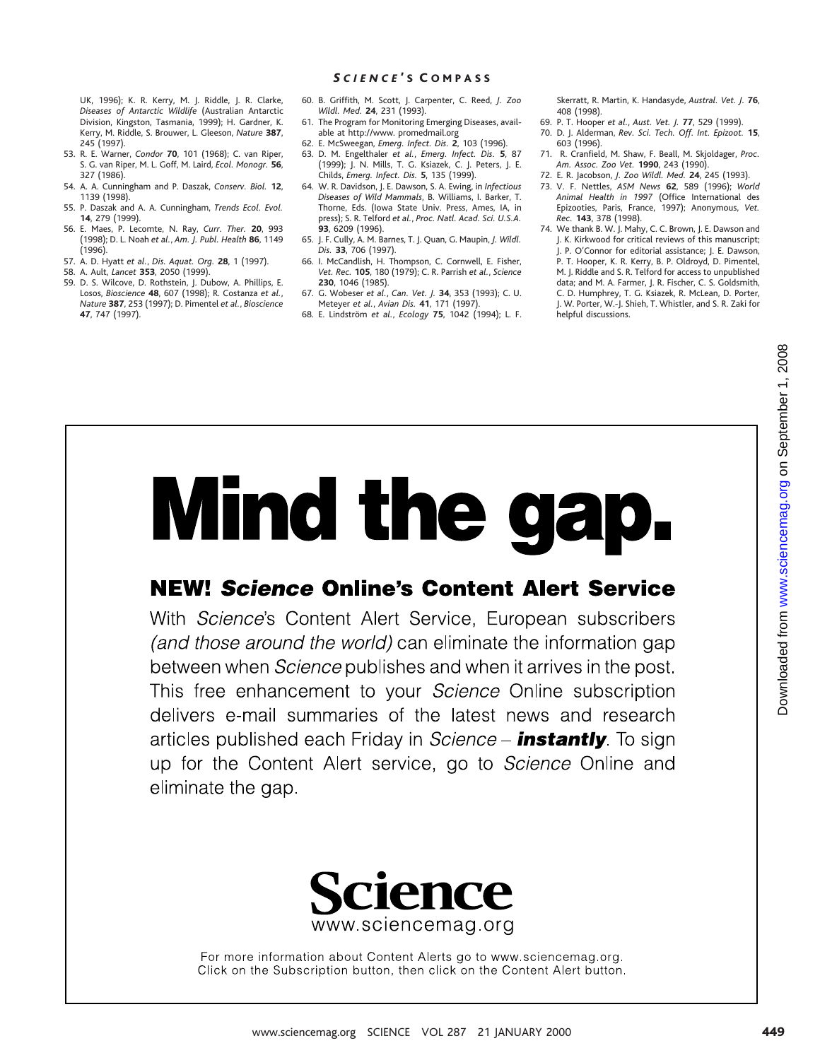UK, 1996); K. R. Kerry, M. J. Riddle, J. R. Clarke, *Diseases of Antarctic Wildlife* (Australian Antarctic Division, Kingston, Tasmania, 1999); H. Gardner, K. Kerry, M. Riddle, S. Brouwer, L. Gleeson, *Nature* **387**, 245 (1997).

53. R. E. Warner, *Condor* **70**, 101 (1968); C. van Riper, S. G. van Riper, M. L. Goff, M. Laird, *Ecol. Monogr.* **56**, 327 (1986).
54. A. A. Cunningham and P. Daszak, *Conserv. Biol.* **12**, 1139 (1998).
55. P. Daszak and A. A. Cunningham, *Trends Ecol. Evol.* **14**, 279 (1999).
56. E. Maes, P. Lecomte, N. Ray, *Curr. Ther.* **20**, 993 (1998); D. L. Noah *et al.*, *Am. J. Publ. Health* **86**, 1149 (1996).
57. A. D. Hyatt *et al.*, *Dis. Aquat. Org.* **28**, 1 (1997).
58. A. Ault, *Lancet* **353**, 2050 (1999).
59. D. S. Wilcove, D. Rothstein, J. Dubow, A. Phillips, E. Losos, *Bioscience* **48**, 607 (1998); R. Costanza *et al.*, *Nature* **387**, 253 (1997); D. Pimentel *et al.*, *Bioscience* **47**, 747 (1997).
60. B. Griffith, M. Scott, J. Carpenter, C. Reed, *J. Zoo Wildl. Med.* **24**, 231 (1993).
61. The Program for Monitoring Emerging Diseases, available at http://www. promedmail.org
62. E. McSweegan, *Emerg. Infect. Dis.* **2**, 103 (1996).
63. D. M. Engelthaler *et al.*, *Emerg. Infect. Dis.* **5**, 87 (1999); J. N. Mills, T. G. Ksiazek, C. J. Peters, J. E. Childs, *Emerg. Infect. Dis.* **5**, 135 (1999).
64. W. R. Davidson, J. E. Dawson, S. A. Ewing, in *Infectious Diseases of Wild Mammals*, B. Williams, I. Barker, T. Thorne, Eds. (Iowa State Univ. Press, Ames, IA, in press); S. R. Telford *et al.*, *Proc. Natl. Acad. Sci. U.S.A.* **93**, 6209 (1996).
65. J. F. Cully, A. M. Barnes, T. J. Quan, G. Maupin, *J. Wildl. Dis.* **33**, 706 (1997).
66. I. McCandlish, H. Thompson, C. Cornwell, E. Fisher, *Vet. Rec.* **105**, 180 (1979); C. R. Parrish *et al.*, *Science* **230**, 1046 (1985).
67. G. Wobeser *et al.*, *Can. Vet. J.* **34**, 353 (1993); C. U. Meteyer *et al.*, *Avian Dis.* **41**, 171 (1997).
68. E. Lindström *et al.*, *Ecology* **75**, 1042 (1994); L. F. Skerratt, R. Martin, K. Handasyde, *Austral. Vet. J.* **76**, 408 (1998).
69. P. T. Hooper *et al.*, *Aust. Vet. J.* **77**, 529 (1999).
70. D. J. Alderman, *Rev. Sci. Tech. Off. Int. Epizoot.* **15**, 603 (1996).
71. R. Cranfield, M. Shaw, F. Beall, M. Skjoldager, *Proc. Am. Assoc. Zoo Vet.* **1990**, 243 (1990).
72. E. R. Jacobson, *J. Zoo Wildl. Med.* **24**, 245 (1993).
73. V. F. Nettles, *ASM News* **62**, 589 (1996); *World Animal Health in 1997* (Office International des Epizooties, Paris, France, 1997); Anonymous, *Vet. Rec.* **143**, 378 (1998).
74. We thank B. W. J. Mahy, C. C. Brown, J. E. Dawson and J. K. Kirkwood for critical reviews of this manuscript; J. P. O'Connor for editorial assistance; J. E. Dawson, P. T. Hooper, K. R. Kerry, B. P. Oldroyd, D. Pimentel, M. J. Riddle and S. R. Telford for access to unpublished data; and M. A. Farmer, J. R. Fischer, C. S. Goldsmith, C. D. Humphrey, T. G. Ksiazek, R. McLean, D. Porter, J. W. Porter, W.-J. Shieh, T. Whistler, and S. R. Zaki for helpful discussions.

# Mind the gap.

## NEW! *Science* Online's Content Alert Service

With *Science*'s Content Alert Service, European subscribers *(and those around the world)* can eliminate the information gap between when *Science* publishes and when it arrives in the post. This free enhancement to your *Science* Online subscription delivers e-mail summaries of the latest news and research articles published each Friday in *Science* – ***instantly***. To sign up for the Content Alert service, go to *Science* Online and eliminate the gap.

**Science**
www.sciencemag.org

For more information about Content Alerts go to www.sciencemag.org.
Click on the Subscription button, then click on the Content Alert button.